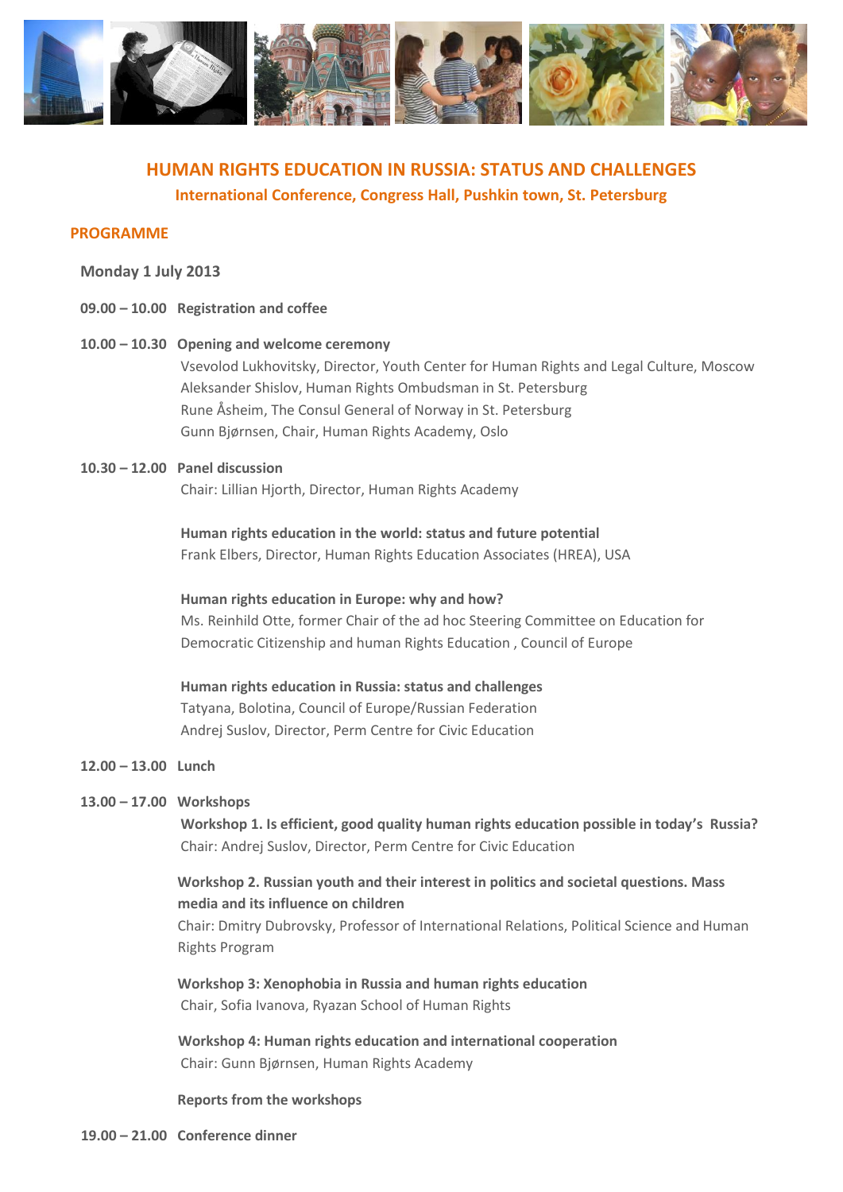# HUMAN RIGHTS EDUCATION IN RUSSIA: STATUS AND CHALLENGES

**International Conference, Congress Hall, Pushkin town, St. Petersburg**

## PROGRAMME

### Monday 1 July 2013

**09.00 – 10.00 Registration and coffee**

**10.00 – 10.30 Opening and welcome ceremony**

Vsevolod Lukhovitsky, Director, Youth Center for Human Rights and Legal Culture, Moscow
Aleksander Shislov, Human Rights Ombudsman in St. Petersburg
Rune Åsheim, The Consul General of Norway in St. Petersburg
Gunn Bjørnsen, Chair, Human Rights Academy, Oslo

**10.30 – 12.00 Panel discussion**

Chair: Lillian Hjorth, Director, Human Rights Academy

**Human rights education in the world: status and future potential**
Frank Elbers, Director, Human Rights Education Associates (HREA), USA

**Human rights education in Europe: why and how?**
Ms. Reinhild Otte, former Chair of the ad hoc Steering Committee on Education for Democratic Citizenship and human Rights Education , Council of Europe

**Human rights education in Russia: status and challenges**
Tatyana, Bolotina, Council of Europe/Russian Federation
Andrej Suslov, Director, Perm Centre for Civic Education

**12.00 – 13.00 Lunch**

**13.00 – 17.00 Workshops**

**Workshop 1. Is efficient, good quality human rights education possible in today's Russia?**
Chair: Andrej Suslov, Director, Perm Centre for Civic Education

**Workshop 2. Russian youth and their interest in politics and societal questions. Mass media and its influence on children**
Chair: Dmitry Dubrovsky, Professor of International Relations, Political Science and Human Rights Program

**Workshop 3: Xenophobia in Russia and human rights education**
Chair, Sofia Ivanova, Ryazan School of Human Rights

**Workshop 4: Human rights education and international cooperation**
Chair: Gunn Bjørnsen, Human Rights Academy

**Reports from the workshops**

**19.00 – 21.00 Conference dinner**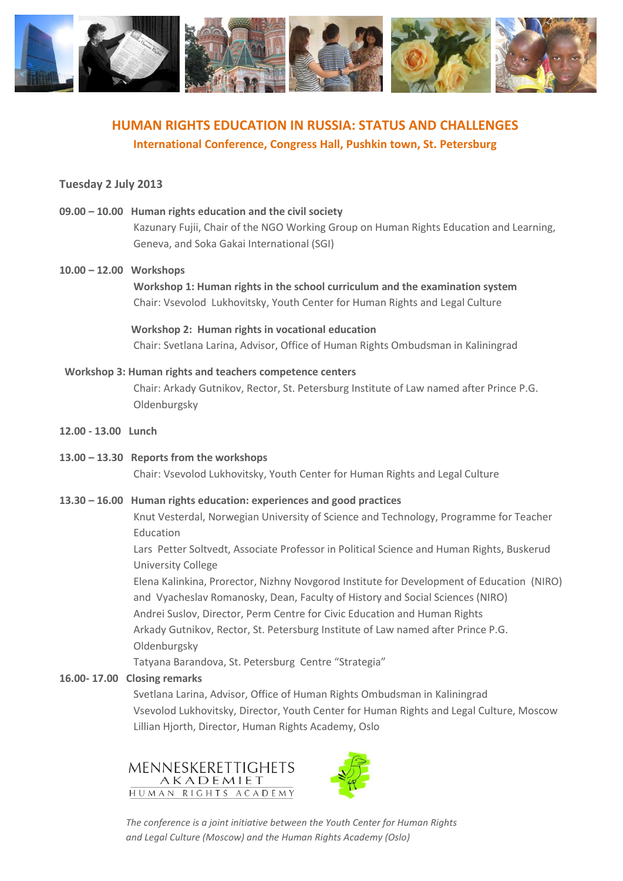## HUMAN RIGHTS EDUCATION IN RUSSIA: STATUS AND CHALLENGES

### International Conference, Congress Hall, Pushkin town, St. Petersburg

**Tuesday 2 July 2013**

**09.00 – 10.00 Human rights education and the civil society**
Kazunary Fujii, Chair of the NGO Working Group on Human Rights Education and Learning, Geneva, and Soka Gakai International (SGI)

**10.00 – 12.00 Workshops**

**Workshop 1: Human rights in the school curriculum and the examination system**
Chair: Vsevolod Lukhovitsky, Youth Center for Human Rights and Legal Culture

**Workshop 2: Human rights in vocational education**
Chair: Svetlana Larina, Advisor, Office of Human Rights Ombudsman in Kaliningrad

**Workshop 3: Human rights and teachers competence centers**
Chair: Arkady Gutnikov, Rector, St. Petersburg Institute of Law named after Prince P.G. Oldenburgsky

**12.00 - 13.00 Lunch**

**13.00 – 13.30 Reports from the workshops**
Chair: Vsevolod Lukhovitsky, Youth Center for Human Rights and Legal Culture

**13.30 – 16.00 Human rights education: experiences and good practices**
Knut Vesterdal, Norwegian University of Science and Technology, Programme for Teacher Education
Lars Petter Soltvedt, Associate Professor in Political Science and Human Rights, Buskerud University College
Elena Kalinkina, Prorector, Nizhny Novgorod Institute for Development of Education (NIRO) and Vyacheslav Romanosky, Dean, Faculty of History and Social Sciences (NIRO)
Andrei Suslov, Director, Perm Centre for Civic Education and Human Rights
Arkady Gutnikov, Rector, St. Petersburg Institute of Law named after Prince P.G. Oldenburgsky
Tatyana Barandova, St. Petersburg Centre "Strategia"

**16.00- 17.00 Closing remarks**
Svetlana Larina, Advisor, Office of Human Rights Ombudsman in Kaliningrad
Vsevolod Lukhovitsky, Director, Youth Center for Human Rights and Legal Culture, Moscow
Lillian Hjorth, Director, Human Rights Academy, Oslo

MENNESKERETTIGHETS AKADEMIET
HUMAN RIGHTS ACADEMY

*The conference is a joint initiative between the Youth Center for Human Rights and Legal Culture (Moscow) and the Human Rights Academy (Oslo)*